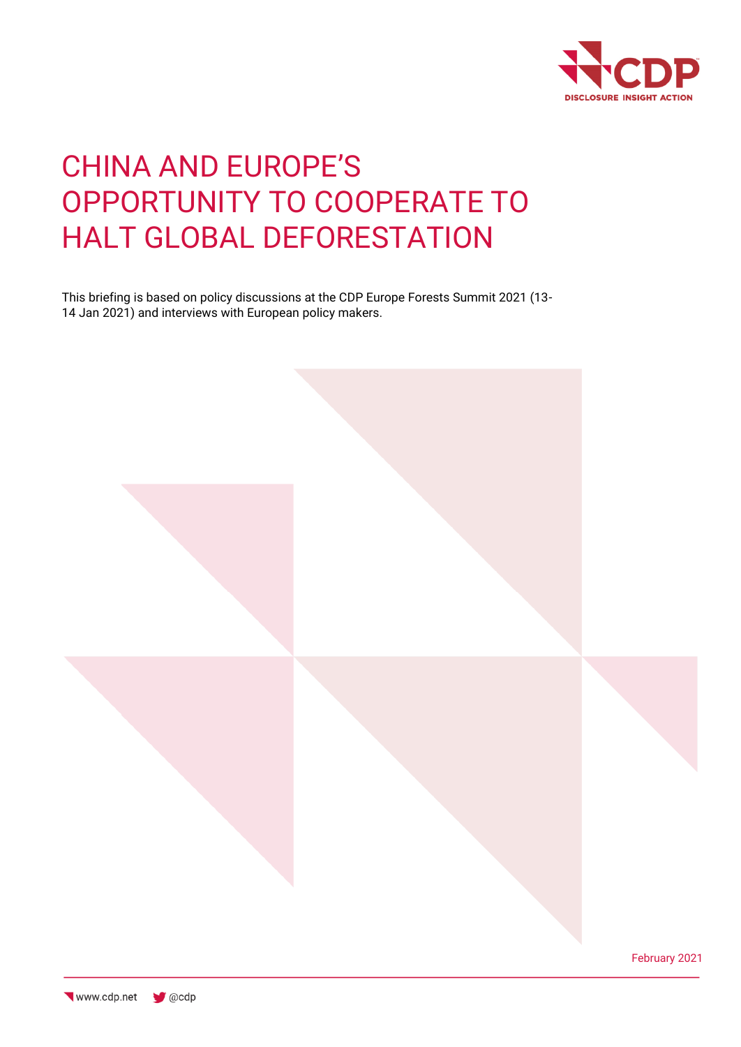# CHINA AND EUROPE'S OPPORTUNITY TO COOPERATE TO HALT GLOBAL DEFORESTATION

This briefing is based on policy discussions at the CDP Europe Forests Summit 2021 (13-14 Jan 2021) and interviews with European policy makers.

February 2021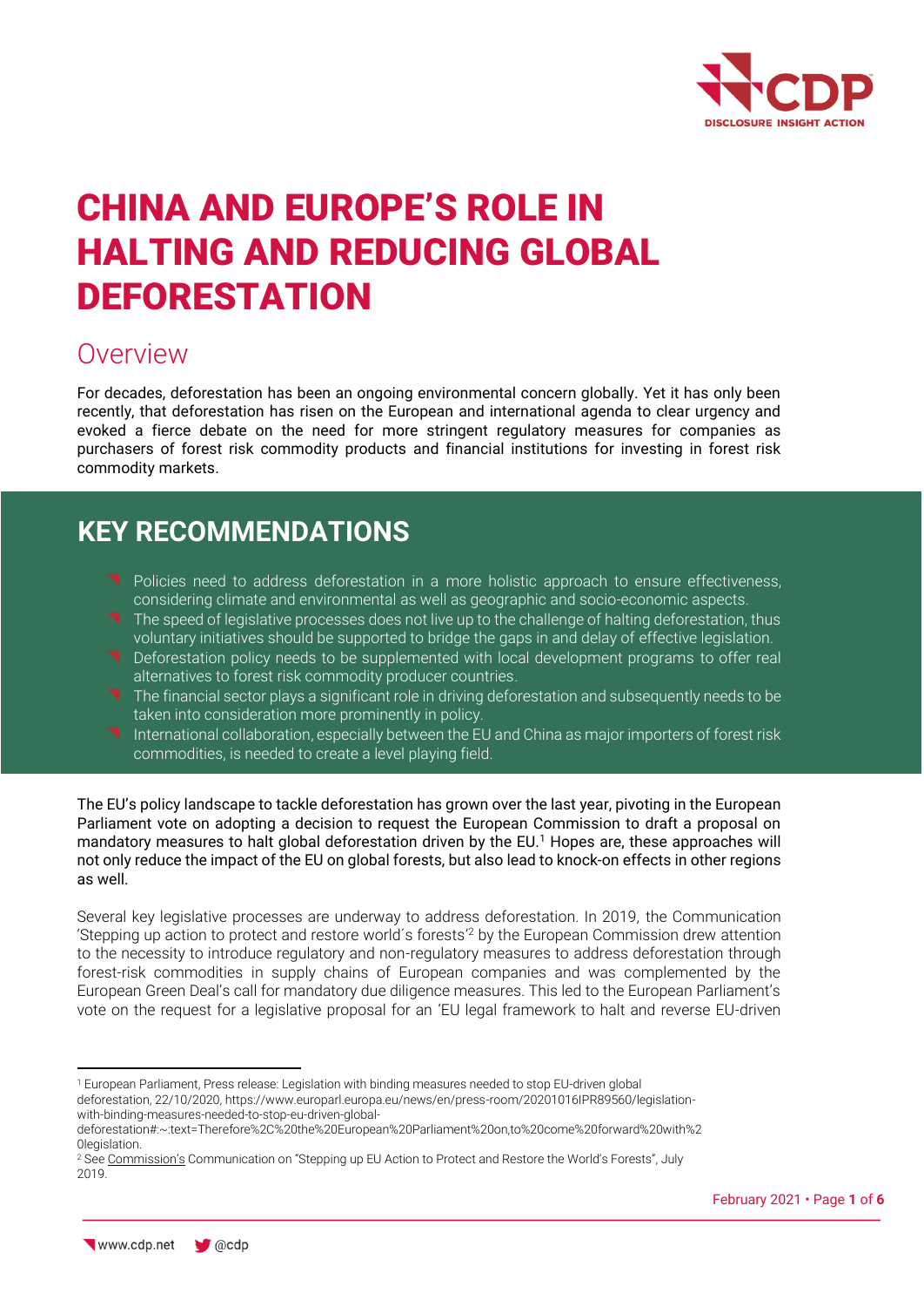# CHINA AND EUROPE'S ROLE IN HALTING AND REDUCING GLOBAL DEFORESTATION

## Overview

For decades, deforestation has been an ongoing environmental concern globally. Yet it has only been recently, that deforestation has risen on the European and international agenda to clear urgency and evoked a fierce debate on the need for more stringent regulatory measures for companies as purchasers of forest risk commodity products and financial institutions for investing in forest risk commodity markets.

## KEY RECOMMENDATIONS

- Policies need to address deforestation in a more holistic approach to ensure effectiveness, considering climate and environmental as well as geographic and socio-economic aspects.
- The speed of legislative processes does not live up to the challenge of halting deforestation, thus voluntary initiatives should be supported to bridge the gaps in and delay of effective legislation.
- Deforestation policy needs to be supplemented with local development programs to offer real alternatives to forest risk commodity producer countries.
- The financial sector plays a significant role in driving deforestation and subsequently needs to be taken into consideration more prominently in policy.
- International collaboration, especially between the EU and China as major importers of forest risk commodities, is needed to create a level playing field.

The EU's policy landscape to tackle deforestation has grown over the last year, pivoting in the European Parliament vote on adopting a decision to request the European Commission to draft a proposal on mandatory measures to halt global deforestation driven by the EU.[1] Hopes are, these approaches will not only reduce the impact of the EU on global forests, but also lead to knock-on effects in other regions as well.

Several key legislative processes are underway to address deforestation. In 2019, the Communication 'Stepping up action to protect and restore world´s forests'[2] by the European Commission drew attention to the necessity to introduce regulatory and non-regulatory measures to address deforestation through forest-risk commodities in supply chains of European companies and was complemented by the European Green Deal's call for mandatory due diligence measures. This led to the European Parliament's vote on the request for a legislative proposal for an 'EU legal framework to halt and reverse EU-driven

---

[1] European Parliament, Press release: Legislation with binding measures needed to stop EU-driven global deforestation, 22/10/2020, https://www.europarl.europa.eu/news/en/press-room/20201016IPR89560/legislation-with-binding-measures-needed-to-stop-eu-driven-global-deforestation#:~:text=Therefore%2C%20the%20European%20Parliament%20on,to%20come%20forward%20with%20legislation.

[2] See Commission's Communication on "Stepping up EU Action to Protect and Restore the World's Forests", July 2019.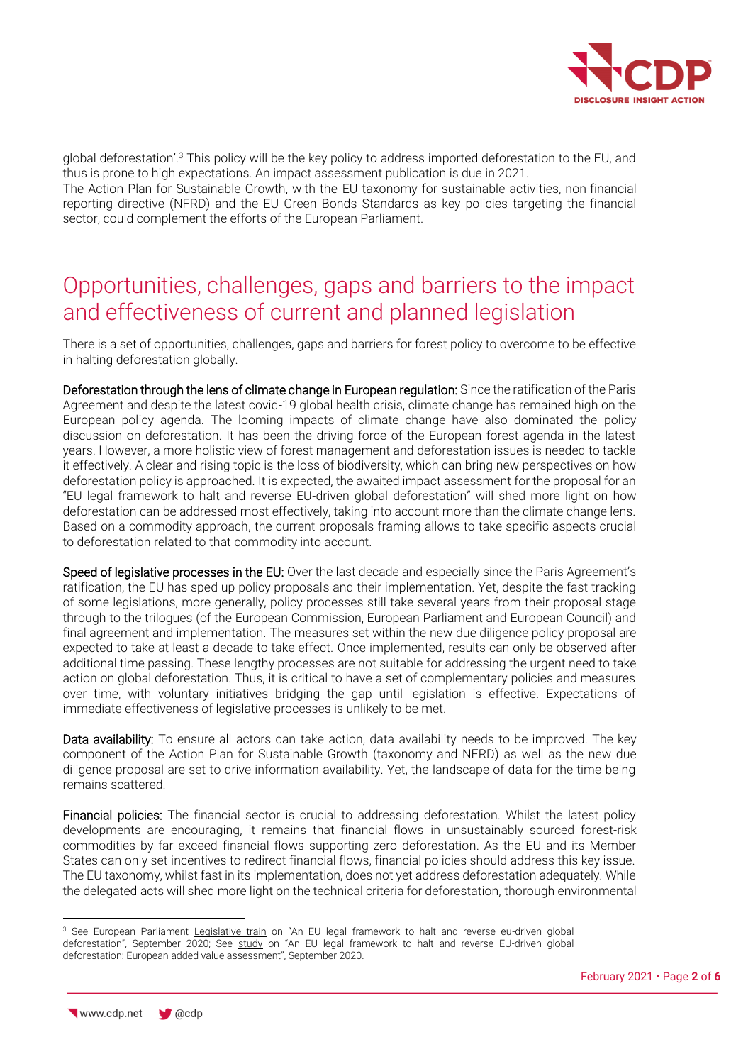global deforestation'.[3] This policy will be the key policy to address imported deforestation to the EU, and thus is prone to high expectations. An impact assessment publication is due in 2021.

The Action Plan for Sustainable Growth, with the EU taxonomy for sustainable activities, non-financial reporting directive (NFRD) and the EU Green Bonds Standards as key policies targeting the financial sector, could complement the efforts of the European Parliament.

## Opportunities, challenges, gaps and barriers to the impact and effectiveness of current and planned legislation

There is a set of opportunities, challenges, gaps and barriers for forest policy to overcome to be effective in halting deforestation globally.

**Deforestation through the lens of climate change in European regulation:** Since the ratification of the Paris Agreement and despite the latest covid-19 global health crisis, climate change has remained high on the European policy agenda. The looming impacts of climate change have also dominated the policy discussion on deforestation. It has been the driving force of the European forest agenda in the latest years. However, a more holistic view of forest management and deforestation issues is needed to tackle it effectively. A clear and rising topic is the loss of biodiversity, which can bring new perspectives on how deforestation policy is approached. It is expected, the awaited impact assessment for the proposal for an "EU legal framework to halt and reverse EU-driven global deforestation" will shed more light on how deforestation can be addressed most effectively, taking into account more than the climate change lens. Based on a commodity approach, the current proposals framing allows to take specific aspects crucial to deforestation related to that commodity into account.

**Speed of legislative processes in the EU:** Over the last decade and especially since the Paris Agreement's ratification, the EU has sped up policy proposals and their implementation. Yet, despite the fast tracking of some legislations, more generally, policy processes still take several years from their proposal stage through to the trilogues (of the European Commission, European Parliament and European Council) and final agreement and implementation. The measures set within the new due diligence policy proposal are expected to take at least a decade to take effect. Once implemented, results can only be observed after additional time passing. These lengthy processes are not suitable for addressing the urgent need to take action on global deforestation. Thus, it is critical to have a set of complementary policies and measures over time, with voluntary initiatives bridging the gap until legislation is effective. Expectations of immediate effectiveness of legislative processes is unlikely to be met.

**Data availability:** To ensure all actors can take action, data availability needs to be improved. The key component of the Action Plan for Sustainable Growth (taxonomy and NFRD) as well as the new due diligence proposal are set to drive information availability. Yet, the landscape of data for the time being remains scattered.

**Financial policies:** The financial sector is crucial to addressing deforestation. Whilst the latest policy developments are encouraging, it remains that financial flows in unsustainably sourced forest-risk commodities by far exceed financial flows supporting zero deforestation. As the EU and its Member States can only set incentives to redirect financial flows, financial policies should address this key issue. The EU taxonomy, whilst fast in its implementation, does not yet address deforestation adequately. While the delegated acts will shed more light on the technical criteria for deforestation, thorough environmental

[3] See European Parliament Legislative train on "An EU legal framework to halt and reverse eu-driven global deforestation", September 2020; See study on "An EU legal framework to halt and reverse EU-driven global deforestation: European added value assessment", September 2020.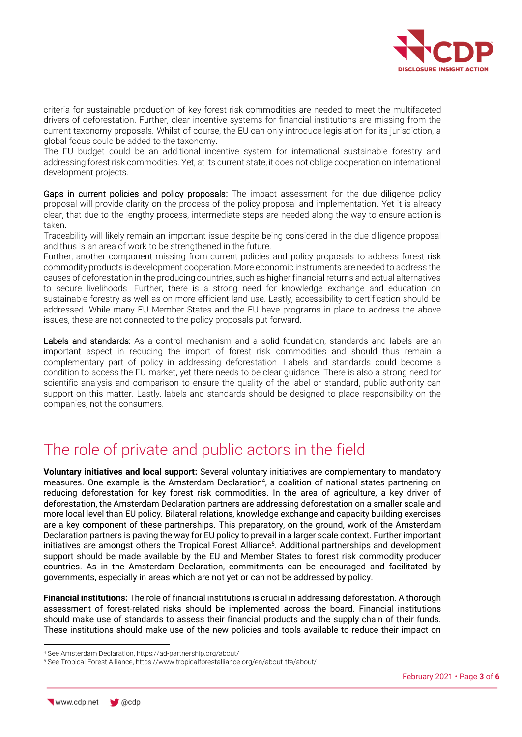criteria for sustainable production of key forest-risk commodities are needed to meet the multifaceted drivers of deforestation. Further, clear incentive systems for financial institutions are missing from the current taxonomy proposals. Whilst of course, the EU can only introduce legislation for its jurisdiction, a global focus could be added to the taxonomy.
The EU budget could be an additional incentive system for international sustainable forestry and addressing forest risk commodities. Yet, at its current state, it does not oblige cooperation on international development projects.

Gaps in current policies and policy proposals: The impact assessment for the due diligence policy proposal will provide clarity on the process of the policy proposal and implementation. Yet it is already clear, that due to the lengthy process, intermediate steps are needed along the way to ensure action is taken.
Traceability will likely remain an important issue despite being considered in the due diligence proposal and thus is an area of work to be strengthened in the future.
Further, another component missing from current policies and policy proposals to address forest risk commodity products is development cooperation. More economic instruments are needed to address the causes of deforestation in the producing countries, such as higher financial returns and actual alternatives to secure livelihoods. Further, there is a strong need for knowledge exchange and education on sustainable forestry as well as on more efficient land use. Lastly, accessibility to certification should be addressed. While many EU Member States and the EU have programs in place to address the above issues, these are not connected to the policy proposals put forward.

Labels and standards: As a control mechanism and a solid foundation, standards and labels are an important aspect in reducing the import of forest risk commodities and should thus remain a complementary part of policy in addressing deforestation. Labels and standards could become a condition to access the EU market, yet there needs to be clear guidance. There is also a strong need for scientific analysis and comparison to ensure the quality of the label or standard, public authority can support on this matter. Lastly, labels and standards should be designed to place responsibility on the companies, not the consumers.

## The role of private and public actors in the field

**Voluntary initiatives and local support:** Several voluntary initiatives are complementary to mandatory measures. One example is the Amsterdam Declaration[4], a coalition of national states partnering on reducing deforestation for key forest risk commodities. In the area of agriculture, a key driver of deforestation, the Amsterdam Declaration partners are addressing deforestation on a smaller scale and more local level than EU policy. Bilateral relations, knowledge exchange and capacity building exercises are a key component of these partnerships. This preparatory, on the ground, work of the Amsterdam Declaration partners is paving the way for EU policy to prevail in a larger scale context. Further important initiatives are amongst others the Tropical Forest Alliance[5]. Additional partnerships and development support should be made available by the EU and Member States to forest risk commodity producer countries. As in the Amsterdam Declaration, commitments can be encouraged and facilitated by governments, especially in areas which are not yet or can not be addressed by policy.

**Financial institutions:** The role of financial institutions is crucial in addressing deforestation. A thorough assessment of forest-related risks should be implemented across the board. Financial institutions should make use of standards to assess their financial products and the supply chain of their funds. These institutions should make use of the new policies and tools available to reduce their impact on

[4] See Amsterdam Declaration, https://ad-partnership.org/about/

[5] See Tropical Forest Alliance, https://www.tropicalforestalliance.org/en/about-tfa/about/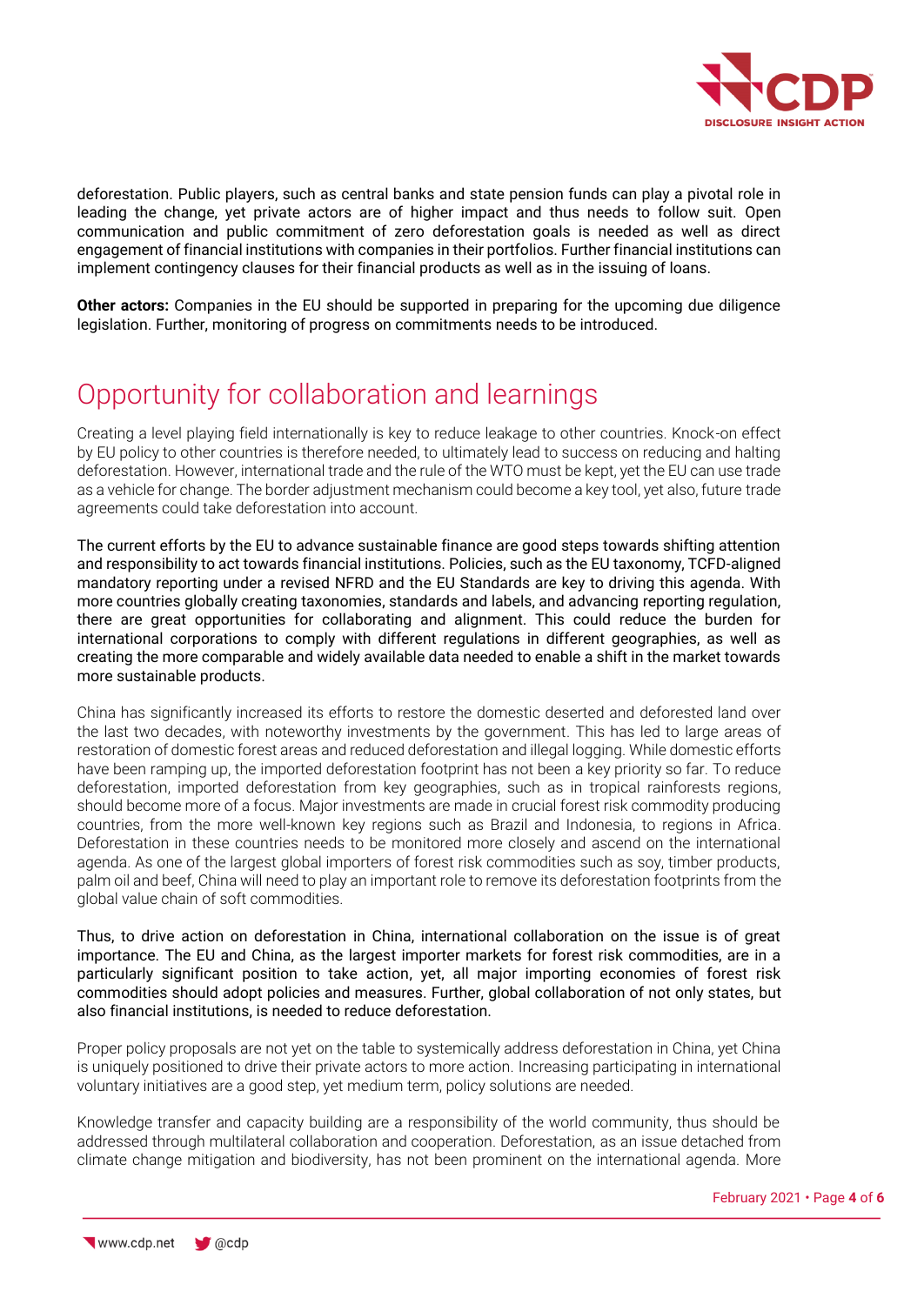deforestation. Public players, such as central banks and state pension funds can play a pivotal role in leading the change, yet private actors are of higher impact and thus needs to follow suit. Open communication and public commitment of zero deforestation goals is needed as well as direct engagement of financial institutions with companies in their portfolios. Further financial institutions can implement contingency clauses for their financial products as well as in the issuing of loans.

**Other actors:** Companies in the EU should be supported in preparing for the upcoming due diligence legislation. Further, monitoring of progress on commitments needs to be introduced.

# Opportunity for collaboration and learnings

Creating a level playing field internationally is key to reduce leakage to other countries. Knock-on effect by EU policy to other countries is therefore needed, to ultimately lead to success on reducing and halting deforestation. However, international trade and the rule of the WTO must be kept, yet the EU can use trade as a vehicle for change. The border adjustment mechanism could become a key tool, yet also, future trade agreements could take deforestation into account.

The current efforts by the EU to advance sustainable finance are good steps towards shifting attention and responsibility to act towards financial institutions. Policies, such as the EU taxonomy, TCFD-aligned mandatory reporting under a revised NFRD and the EU Standards are key to driving this agenda. With more countries globally creating taxonomies, standards and labels, and advancing reporting regulation, there are great opportunities for collaborating and alignment. This could reduce the burden for international corporations to comply with different regulations in different geographies, as well as creating the more comparable and widely available data needed to enable a shift in the market towards more sustainable products.

China has significantly increased its efforts to restore the domestic deserted and deforested land over the last two decades, with noteworthy investments by the government. This has led to large areas of restoration of domestic forest areas and reduced deforestation and illegal logging. While domestic efforts have been ramping up, the imported deforestation footprint has not been a key priority so far. To reduce deforestation, imported deforestation from key geographies, such as in tropical rainforests regions, should become more of a focus. Major investments are made in crucial forest risk commodity producing countries, from the more well-known key regions such as Brazil and Indonesia, to regions in Africa. Deforestation in these countries needs to be monitored more closely and ascend on the international agenda. As one of the largest global importers of forest risk commodities such as soy, timber products, palm oil and beef, China will need to play an important role to remove its deforestation footprints from the global value chain of soft commodities.

Thus, to drive action on deforestation in China, international collaboration on the issue is of great importance. The EU and China, as the largest importer markets for forest risk commodities, are in a particularly significant position to take action, yet, all major importing economies of forest risk commodities should adopt policies and measures. Further, global collaboration of not only states, but also financial institutions, is needed to reduce deforestation.

Proper policy proposals are not yet on the table to systemically address deforestation in China, yet China is uniquely positioned to drive their private actors to more action. Increasing participating in international voluntary initiatives are a good step, yet medium term, policy solutions are needed.

Knowledge transfer and capacity building are a responsibility of the world community, thus should be addressed through multilateral collaboration and cooperation. Deforestation, as an issue detached from climate change mitigation and biodiversity, has not been prominent on the international agenda. More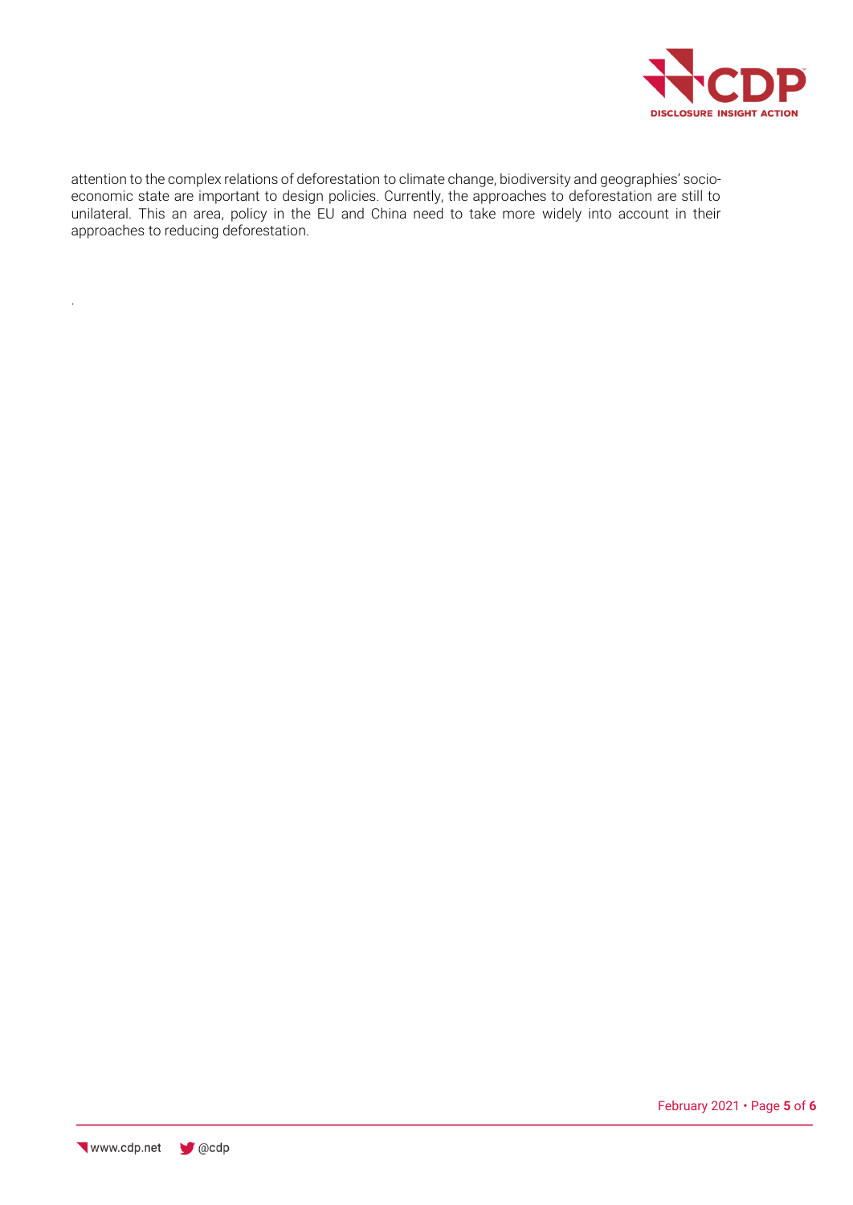attention to the complex relations of deforestation to climate change, biodiversity and geographies' socio-economic state are important to design policies. Currently, the approaches to deforestation are still to unilateral. This an area, policy in the EU and China need to take more widely into account in their approaches to reducing deforestation.

.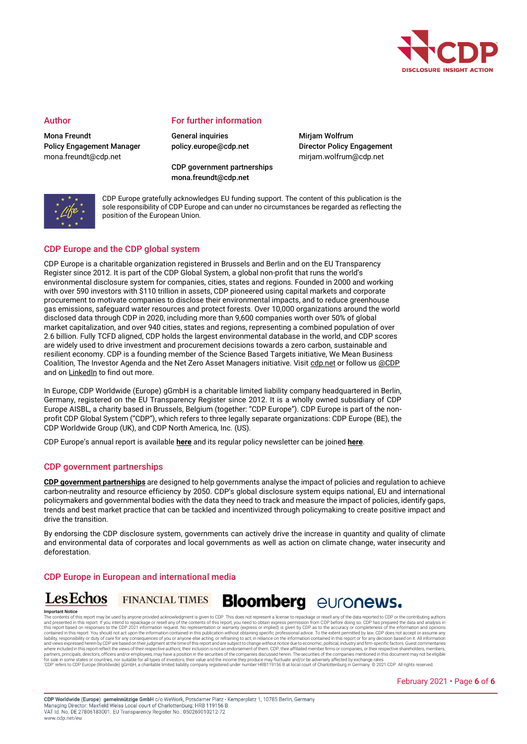## Author

Mona Freundt
Policy Engagement Manager
mona.freundt@cdp.net

## For further information

General inquiries
policy.europe@cdp.net

CDP government partnerships
mona.freundt@cdp.net

Mirjam Wolfrum
Director Policy Engagement
mirjam.wolfrum@cdp.net

CDP Europe gratefully acknowledges EU funding support. The content of this publication is the sole responsibility of CDP Europe and can under no circumstances be regarded as reflecting the position of the European Union.

## CDP Europe and the CDP global system

CDP Europe is a charitable organization registered in Brussels and Berlin and on the EU Transparency Register since 2012. It is part of the CDP Global System, a global non-profit that runs the world's environmental disclosure system for companies, cities, states and regions. Founded in 2000 and working with over 590 investors with $110 trillion in assets, CDP pioneered using capital markets and corporate procurement to motivate companies to disclose their environmental impacts, and to reduce greenhouse gas emissions, safeguard water resources and protect forests. Over 10,000 organizations around the world disclosed data through CDP in 2020, including more than 9,600 companies worth over 50% of global market capitalization, and over 940 cities, states and regions, representing a combined population of over 2.6 billion. Fully TCFD aligned, CDP holds the largest environmental database in the world, and CDP scores are widely used to drive investment and procurement decisions towards a zero carbon, sustainable and resilient economy. CDP is a founding member of the Science Based Targets initiative, We Mean Business Coalition, The Investor Agenda and the Net Zero Asset Managers initiative. Visit cdp.net or follow us @CDP and on LinkedIn to find out more.

In Europe, CDP Worldwide (Europe) gGmbH is a charitable limited liability company headquartered in Berlin, Germany, registered on the EU Transparency Register since 2012. It is a wholly owned subsidiary of CDP Europe AISBL, a charity based in Brussels, Belgium (together: "CDP Europe"). CDP Europe is part of the non-profit CDP Global System ("CDP"), which refers to three legally separate organizations: CDP Europe (BE), the CDP Worldwide Group (UK), and CDP North America, Inc. (US).

CDP Europe's annual report is available **here** and its regular policy newsletter can be joined **here**.

## CDP government partnerships

**CDP government partnerships** are designed to help governments analyse the impact of policies and regulation to achieve carbon-neutrality and resource efficiency by 2050. CDP's global disclosure system equips national, EU and international policymakers and governmental bodies with the data they need to track and measure the impact of policies, identify gaps, trends and best market practice that can be tackled and incentivized through policymaking to create positive impact and drive the transition.

By endorsing the CDP disclosure system, governments can actively drive the increase in quantity and quality of climate and environmental data of corporates and local governments as well as action on climate change, water insecurity and deforestation.

## CDP Europe in European and international media

Les Echos · FINANCIAL TIMES · Bloomberg · euronews.

**Important Notice**
The contents of this report may be used by anyone provided acknowledgment is given to CDP. This does not represent a license to repackage or resell any of the data reported to CDP or the contributing authors and presented in this report. If you intend to repackage or resell any of the contents of this report, you need to obtain express permission from CDP before doing so. CDP has prepared the data and analysis in this report based on responses to the CDP 2021 information request. No representation or warranty (express or implied) is given by CDP as to the accuracy or completeness of the information and opinions contained in this report. You should not act upon the information contained in this publication without obtaining specific professional advice. To the extent permitted by law, CDP does not accept or assume any liability, responsibility or duty of care for any consequences of you or anyone else acting, or refraining to act, in reliance on the information contained in this report or for any decision based on it. All information and views expressed herein by CDP are based on their judgment at the time of this report and are subject to change without notice due to economic, political, industry and firm-specific factors. Guest commentaries where included in this report reflect the views of their respective authors; their inclusion is not an endorsement of them. CDP, their affiliated member firms or companies, or their respective shareholders, members, partners, principals, directors, officers and/or employees, may have a position in the securities of the companies discussed herein. The securities of the companies mentioned in this document may not be eligible for sale in some states or countries, nor suitable for all types of investors; their value and the income they produce may fluctuate and/or be adversely affected by exchange rates.
'CDP' refers to CDP Europe (Worldwide) gGmbH, a charitable limited liability company registered under number HRB119156 B at local court of Charlottenburg in Germany. © 2021 CDP. All rights reserved.

February 2021

**CDP Worldwide (Europe) gemeinnützige GmbH** c/o WeWork, Potsdamer Platz - Kemperplatz 1, 10785 Berlin, Germany
Managing Director: Maxfield Weiss Local court of Charlottenburg: HRB 119156 B
VAT Id. No. DE 27806183001. EU Transparency Register No.: 050269010212-72
www.cdp.net/eu